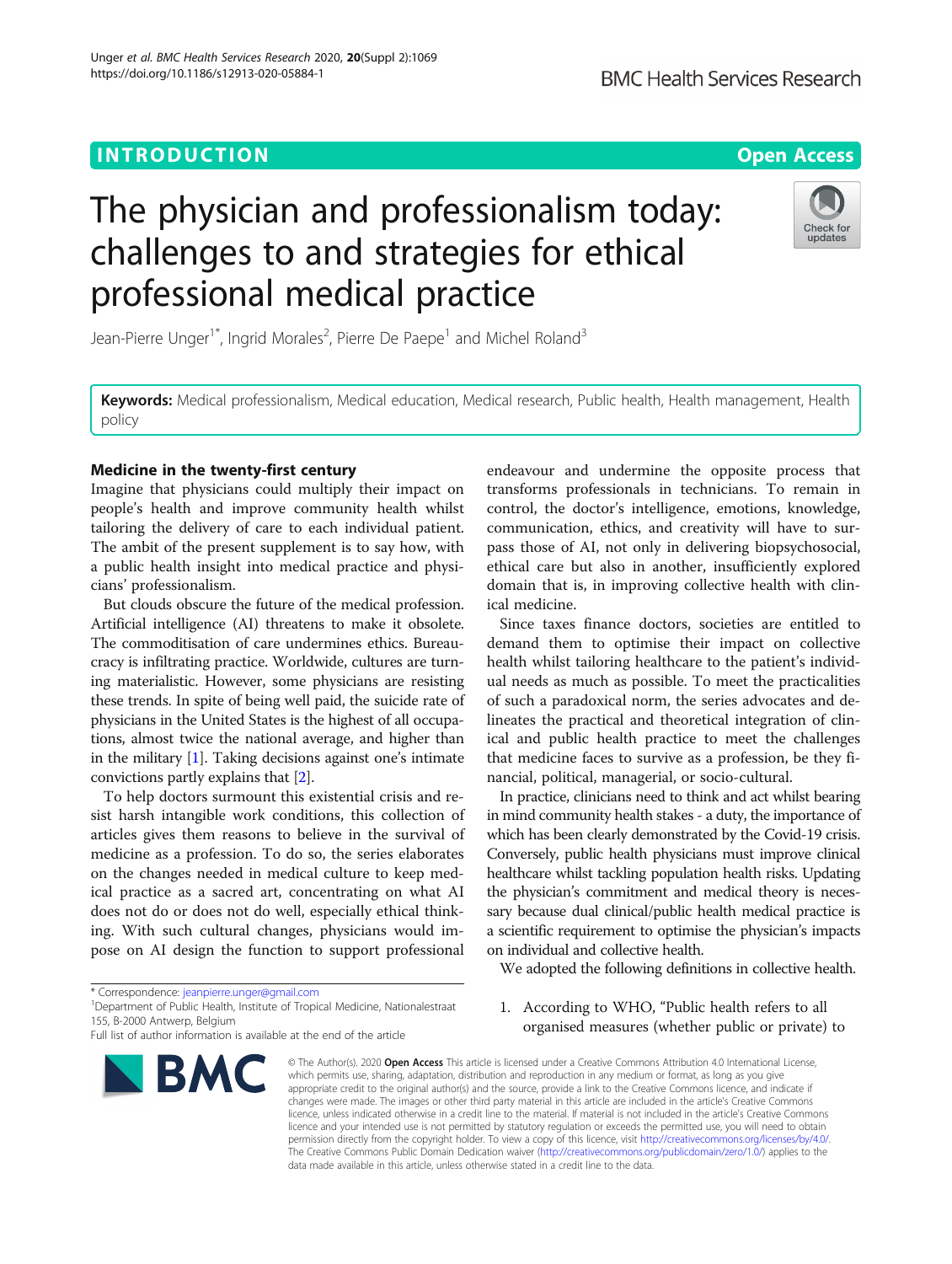INTRODUCTION

Open Access

# The physician and professionalism today: challenges to and strategies for ethical professional medical practice

Jean-Pierre Unger[1*], Ingrid Morales[2], Pierre De Paepe[1] and Michel Roland[3]

**Keywords:** Medical professionalism, Medical education, Medical research, Public health, Health management, Health policy

## Medicine in the twenty-first century

Imagine that physicians could multiply their impact on people's health and improve community health whilst tailoring the delivery of care to each individual patient. The ambit of the present supplement is to say how, with a public health insight into medical practice and physicians' professionalism.

But clouds obscure the future of the medical profession. Artificial intelligence (AI) threatens to make it obsolete. The commoditisation of care undermines ethics. Bureaucracy is infiltrating practice. Worldwide, cultures are turning materialistic. However, some physicians are resisting these trends. In spite of being well paid, the suicide rate of physicians in the United States is the highest of all occupations, almost twice the national average, and higher than in the military [1]. Taking decisions against one's intimate convictions partly explains that [2].

To help doctors surmount this existential crisis and resist harsh intangible work conditions, this collection of articles gives them reasons to believe in the survival of medicine as a profession. To do so, the series elaborates on the changes needed in medical culture to keep medical practice as a sacred art, concentrating on what AI does not do or does not do well, especially ethical thinking. With such cultural changes, physicians would impose on AI design the function to support professional endeavour and undermine the opposite process that transforms professionals in technicians. To remain in control, the doctor's intelligence, emotions, knowledge, communication, ethics, and creativity will have to surpass those of AI, not only in delivering biopsychosocial, ethical care but also in another, insufficiently explored domain that is, in improving collective health with clinical medicine.

Since taxes finance doctors, societies are entitled to demand them to optimise their impact on collective health whilst tailoring healthcare to the patient's individual needs as much as possible. To meet the practicalities of such a paradoxical norm, the series advocates and delineates the practical and theoretical integration of clinical and public health practice to meet the challenges that medicine faces to survive as a profession, be they financial, political, managerial, or socio-cultural.

In practice, clinicians need to think and act whilst bearing in mind community health stakes - a duty, the importance of which has been clearly demonstrated by the Covid-19 crisis. Conversely, public health physicians must improve clinical healthcare whilst tackling population health risks. Updating the physician's commitment and medical theory is necessary because dual clinical/public health medical practice is a scientific requirement to optimise the physician's impacts on individual and collective health.

We adopted the following definitions in collective health.

1. According to WHO, "Public health refers to all organised measures (whether public or private) to

\* Correspondence: jeanpierre.unger@gmail.com
[1]Department of Public Health, Institute of Tropical Medicine, Nationalestraat 155, B-2000 Antwerp, Belgium
Full list of author information is available at the end of the article

© The Author(s). 2020 **Open Access** This article is licensed under a Creative Commons Attribution 4.0 International License, which permits use, sharing, adaptation, distribution and reproduction in any medium or format, as long as you give appropriate credit to the original author(s) and the source, provide a link to the Creative Commons licence, and indicate if changes were made. The images or other third party material in this article are included in the article's Creative Commons licence, unless indicated otherwise in a credit line to the material. If material is not included in the article's Creative Commons licence and your intended use is not permitted by statutory regulation or exceeds the permitted use, you will need to obtain permission directly from the copyright holder. To view a copy of this licence, visit http://creativecommons.org/licenses/by/4.0/. The Creative Commons Public Domain Dedication waiver (http://creativecommons.org/publicdomain/zero/1.0/) applies to the data made available in this article, unless otherwise stated in a credit line to the data.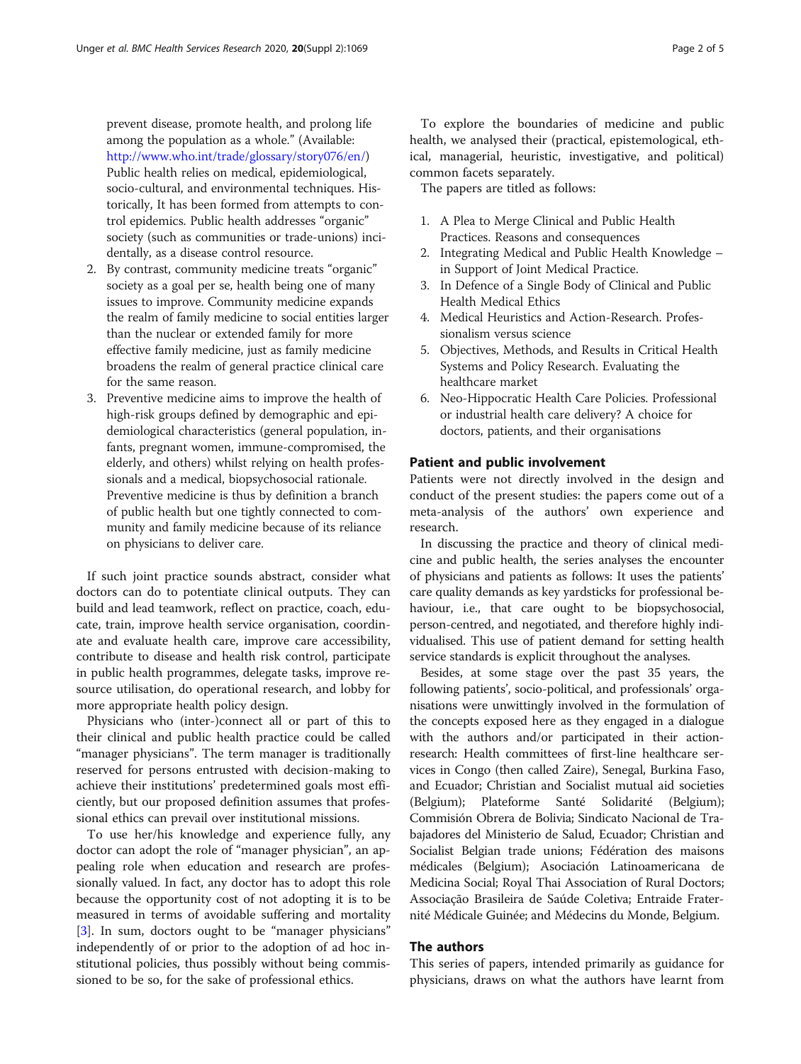prevent disease, promote health, and prolong life among the population as a whole." (Available: http://www.who.int/trade/glossary/story076/en/) Public health relies on medical, epidemiological, socio-cultural, and environmental techniques. Historically, It has been formed from attempts to control epidemics. Public health addresses "organic" society (such as communities or trade-unions) incidentally, as a disease control resource.

2. By contrast, community medicine treats "organic" society as a goal per se, health being one of many issues to improve. Community medicine expands the realm of family medicine to social entities larger than the nuclear or extended family for more effective family medicine, just as family medicine broadens the realm of general practice clinical care for the same reason.
3. Preventive medicine aims to improve the health of high-risk groups defined by demographic and epidemiological characteristics (general population, infants, pregnant women, immune-compromised, the elderly, and others) whilst relying on health professionals and a medical, biopsychosocial rationale. Preventive medicine is thus by definition a branch of public health but one tightly connected to community and family medicine because of its reliance on physicians to deliver care.

If such joint practice sounds abstract, consider what doctors can do to potentiate clinical outputs. They can build and lead teamwork, reflect on practice, coach, educate, train, improve health service organisation, coordinate and evaluate health care, improve care accessibility, contribute to disease and health risk control, participate in public health programmes, delegate tasks, improve resource utilisation, do operational research, and lobby for more appropriate health policy design.

Physicians who (inter-)connect all or part of this to their clinical and public health practice could be called "manager physicians". The term manager is traditionally reserved for persons entrusted with decision-making to achieve their institutions' predetermined goals most efficiently, but our proposed definition assumes that professional ethics can prevail over institutional missions.

To use her/his knowledge and experience fully, any doctor can adopt the role of "manager physician", an appealing role when education and research are professionally valued. In fact, any doctor has to adopt this role because the opportunity cost of not adopting it is to be measured in terms of avoidable suffering and mortality [3]. In sum, doctors ought to be "manager physicians" independently of or prior to the adoption of ad hoc institutional policies, thus possibly without being commissioned to be so, for the sake of professional ethics.

To explore the boundaries of medicine and public health, we analysed their (practical, epistemological, ethical, managerial, heuristic, investigative, and political) common facets separately.

The papers are titled as follows:

1. A Plea to Merge Clinical and Public Health Practices. Reasons and consequences
2. Integrating Medical and Public Health Knowledge – in Support of Joint Medical Practice.
3. In Defence of a Single Body of Clinical and Public Health Medical Ethics
4. Medical Heuristics and Action-Research. Professionalism versus science
5. Objectives, Methods, and Results in Critical Health Systems and Policy Research. Evaluating the healthcare market
6. Neo-Hippocratic Health Care Policies. Professional or industrial health care delivery? A choice for doctors, patients, and their organisations

## Patient and public involvement

Patients were not directly involved in the design and conduct of the present studies: the papers come out of a meta-analysis of the authors' own experience and research.

In discussing the practice and theory of clinical medicine and public health, the series analyses the encounter of physicians and patients as follows: It uses the patients' care quality demands as key yardsticks for professional behaviour, i.e., that care ought to be biopsychosocial, person-centred, and negotiated, and therefore highly individualised. This use of patient demand for setting health service standards is explicit throughout the analyses.

Besides, at some stage over the past 35 years, the following patients', socio-political, and professionals' organisations were unwittingly involved in the formulation of the concepts exposed here as they engaged in a dialogue with the authors and/or participated in their action-research: Health committees of first-line healthcare services in Congo (then called Zaire), Senegal, Burkina Faso, and Ecuador; Christian and Socialist mutual aid societies (Belgium); Plateforme Santé Solidarité (Belgium); Commisión Obrera de Bolivia; Sindicato Nacional de Trabajadores del Ministerio de Salud, Ecuador; Christian and Socialist Belgian trade unions; Fédération des maisons médicales (Belgium); Asociación Latinoamericana de Medicina Social; Royal Thai Association of Rural Doctors; Associação Brasileira de Saúde Coletiva; Entraide Fraternité Médicale Guinée; and Médecins du Monde, Belgium.

## The authors

This series of papers, intended primarily as guidance for physicians, draws on what the authors have learnt from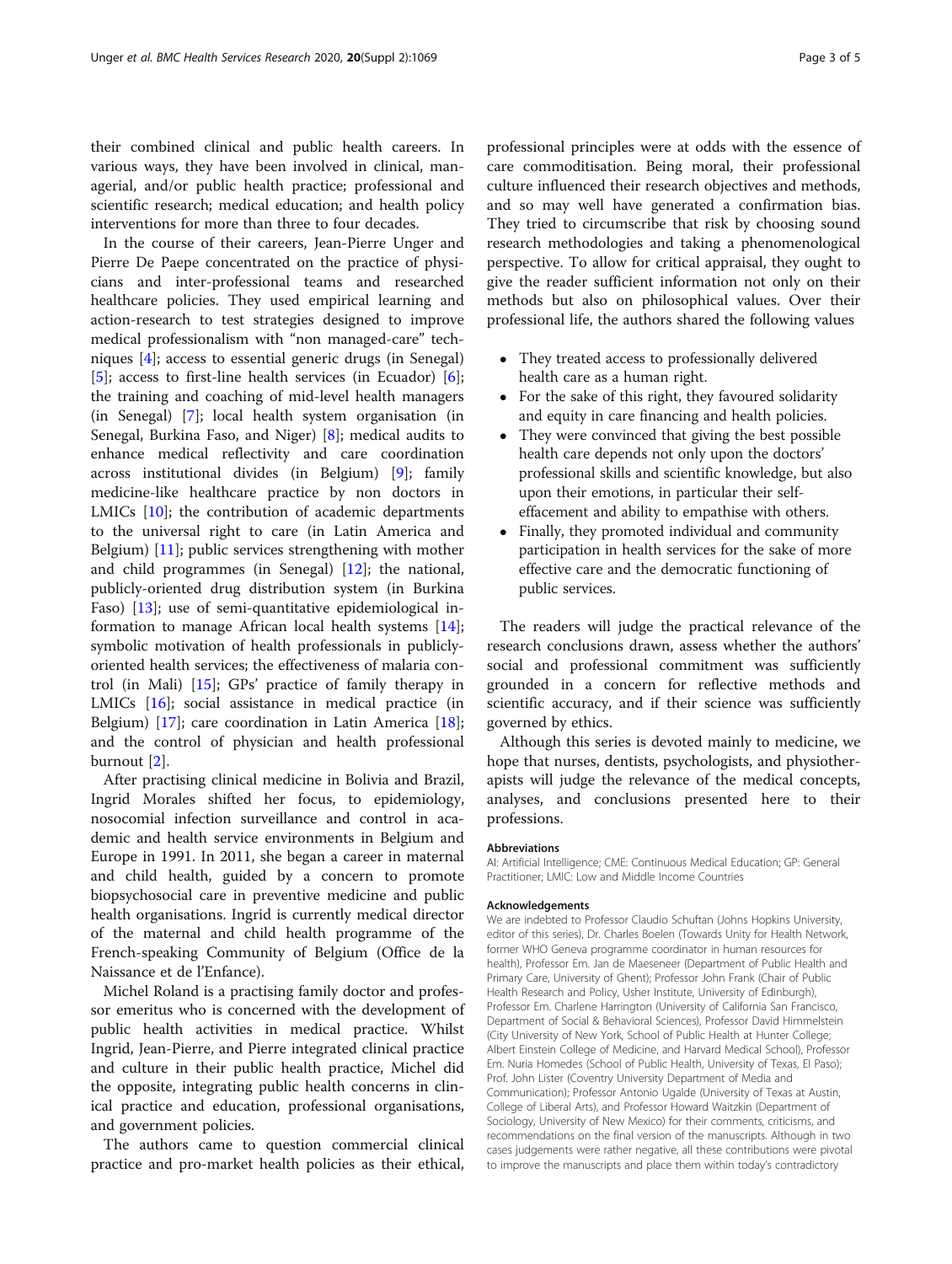their combined clinical and public health careers. In various ways, they have been involved in clinical, managerial, and/or public health practice; professional and scientific research; medical education; and health policy interventions for more than three to four decades.

In the course of their careers, Jean-Pierre Unger and Pierre De Paepe concentrated on the practice of physicians and inter-professional teams and researched healthcare policies. They used empirical learning and action-research to test strategies designed to improve medical professionalism with "non managed-care" techniques [4]; access to essential generic drugs (in Senegal) [5]; access to first-line health services (in Ecuador) [6]; the training and coaching of mid-level health managers (in Senegal) [7]; local health system organisation (in Senegal, Burkina Faso, and Niger) [8]; medical audits to enhance medical reflectivity and care coordination across institutional divides (in Belgium) [9]; family medicine-like healthcare practice by non doctors in LMICs [10]; the contribution of academic departments to the universal right to care (in Latin America and Belgium) [11]; public services strengthening with mother and child programmes (in Senegal) [12]; the national, publicly-oriented drug distribution system (in Burkina Faso) [13]; use of semi-quantitative epidemiological information to manage African local health systems [14]; symbolic motivation of health professionals in publicly-oriented health services; the effectiveness of malaria control (in Mali) [15]; GPs' practice of family therapy in LMICs [16]; social assistance in medical practice (in Belgium) [17]; care coordination in Latin America [18]; and the control of physician and health professional burnout [2].

After practising clinical medicine in Bolivia and Brazil, Ingrid Morales shifted her focus, to epidemiology, nosocomial infection surveillance and control in academic and health service environments in Belgium and Europe in 1991. In 2011, she began a career in maternal and child health, guided by a concern to promote biopsychosocial care in preventive medicine and public health organisations. Ingrid is currently medical director of the maternal and child health programme of the French-speaking Community of Belgium (Office de la Naissance et de l'Enfance).

Michel Roland is a practising family doctor and professor emeritus who is concerned with the development of public health activities in medical practice. Whilst Ingrid, Jean-Pierre, and Pierre integrated clinical practice and culture in their public health practice, Michel did the opposite, integrating public health concerns in clinical practice and education, professional organisations, and government policies.

The authors came to question commercial clinical practice and pro-market health policies as their ethical, professional principles were at odds with the essence of care commoditisation. Being moral, their professional culture influenced their research objectives and methods, and so may well have generated a confirmation bias. They tried to circumscribe that risk by choosing sound research methodologies and taking a phenomenological perspective. To allow for critical appraisal, they ought to give the reader sufficient information not only on their methods but also on philosophical values. Over their professional life, the authors shared the following values

- They treated access to professionally delivered health care as a human right.
- For the sake of this right, they favoured solidarity and equity in care financing and health policies.
- They were convinced that giving the best possible health care depends not only upon the doctors' professional skills and scientific knowledge, but also upon their emotions, in particular their self-effacement and ability to empathise with others.
- Finally, they promoted individual and community participation in health services for the sake of more effective care and the democratic functioning of public services.

The readers will judge the practical relevance of the research conclusions drawn, assess whether the authors' social and professional commitment was sufficiently grounded in a concern for reflective methods and scientific accuracy, and if their science was sufficiently governed by ethics.

Although this series is devoted mainly to medicine, we hope that nurses, dentists, psychologists, and physiotherapists will judge the relevance of the medical concepts, analyses, and conclusions presented here to their professions.

#### Abbreviations

AI: Artificial Intelligence; CME: Continuous Medical Education; GP: General Practitioner; LMIC: Low and Middle Income Countries

#### Acknowledgements

We are indebted to Professor Claudio Schuftan (Johns Hopkins University, editor of this series), Dr. Charles Boelen (Towards Unity for Health Network, former WHO Geneva programme coordinator in human resources for health), Professor Em. Jan de Maeseneer (Department of Public Health and Primary Care, University of Ghent); Professor John Frank (Chair of Public Health Research and Policy, Usher Institute, University of Edinburgh), Professor Em. Charlene Harrington (University of California San Francisco, Department of Social & Behavioral Sciences), Professor David Himmelstein (City University of New York, School of Public Health at Hunter College; Albert Einstein College of Medicine, and Harvard Medical School), Professor Em. Nuria Homedes (School of Public Health, University of Texas, El Paso); Prof. John Lister (Coventry University Department of Media and Communication); Professor Antonio Ugalde (University of Texas at Austin, College of Liberal Arts), and Professor Howard Waitzkin (Department of Sociology, University of New Mexico) for their comments, criticisms, and recommendations on the final version of the manuscripts. Although in two cases judgements were rather negative, all these contributions were pivotal to improve the manuscripts and place them within today's contradictory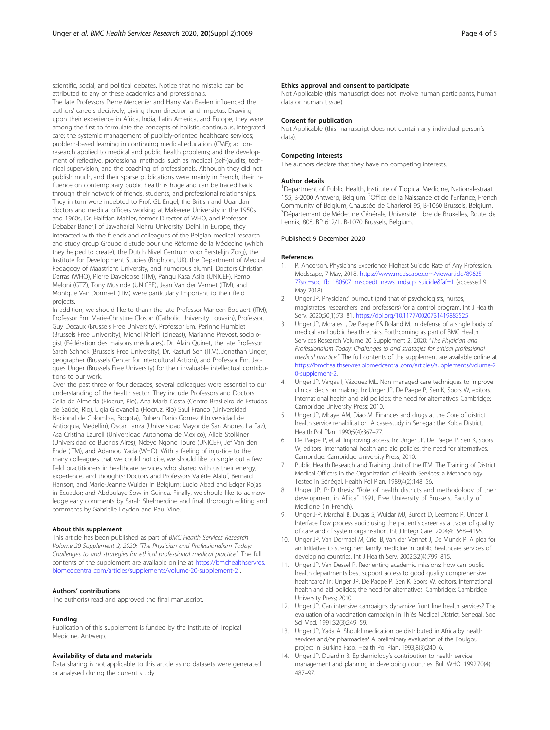scientific, social, and political debates. Notice that no mistake can be attributed to any of these academics and professionals.

The late Professors Pierre Mercenier and Harry Van Baelen influenced the authors' careers decisively, giving them direction and impetus. Drawing upon their experience in Africa, India, Latin America, and Europe, they were among the first to formulate the concepts of holistic, continuous, integrated care; the systemic management of publicly-oriented healthcare services; problem-based learning in continuing medical education (CME); action-research applied to medical and public health problems; and the development of reflective, professional methods, such as medical (self-)audits, technical supervision, and the coaching of professionals. Although they did not publish much, and their sparse publications were mainly in French, their influence on contemporary public health is huge and can be traced back through their network of friends, students, and professional relationships. They in turn were indebted to Prof. GL Engel, the British and Ugandan doctors and medical officers working at Makerere University in the 1950s and 1960s, Dr. Halfdan Mahler, former Director of WHO, and Professor Debabar Banerji of Jawaharlal Nehru University, Delhi. In Europe, they interacted with the friends and colleagues of the Belgian medical research and study group Groupe d'Etude pour une Réforme de la Médecine (which they helped to create), the Dutch Nivel Centrum voor Eerstelijn Zorg), the Institute for Development Studies (Brighton, UK), the Department of Medical Pedagogy of Maastricht University, and numerous alumni. Doctors Christian Darras (WHO), Pierre Daveloose (ITM), Pangu Kasa Asila (UNICEF), Remo Meloni (GTZ), Tony Musinde (UNICEF), Jean Van der Vennet (ITM), and Monique Van Dormael (ITM) were particularly important to their field projects.

In addition, we should like to thank the late Professor Marleen Boelaert (ITM), Professor Em. Marie-Christine Closon (Catholic University Louvain), Professor. Guy Decaux (Brussels Free University), Professor Em. Perinne Humblet (Brussels Free University), Michel Khleifi (cineast), Marianne Prevost, sociologist (Fédération des maisons médicales), Dr. Alain Quinet, the late Professor Sarah Schnek (Brussels Free University), Dr. Kasturi Sen (ITM), Jonathan Unger, geographer (Brussels Center for Intercultural Action), and Professor Em. Jacques Unger (Brussels Free University) for their invaluable intellectual contributions to our work.

Over the past three or four decades, several colleagues were essential to our understanding of the health sector. They include Professors and Doctors Celia de Almeida (Fiocruz, Rio), Ana Maria Costa (Centro Brasileiro de Estudos de Saúde, Rio), Ligia Giovanella (Fiocruz, Rio) Saul Franco (Universidad Nacional de Colombia, Bogota), Ruben Dario Gomez (Universidad de Antioquia, Medellin), Oscar Lanza (Universidad Mayor de San Andres, La Paz), Asa Cristina Laurell (Universidad Autonoma de Mexico), Alicia Stolkiner (Universidad de Buenos Aires), Ndeye Ngone Toure (UNICEF), Jef Van den Ende (ITM), and Adamou Yada (WHO). With a feeling of injustice to the many colleagues that we could not cite, we should like to single out a few field practitioners in healthcare services who shared with us their energy, experience, and thoughts: Doctors and Professors Valérie Alaluf, Bernard Hanson, and Marie-Jeanne Wuidar in Belgium; Lucio Abad and Edgar Rojas in Ecuador; and Abdoulaye Sow in Guinea. Finally, we should like to acknowledge early comments by Sarah Shelmerdine and final, thorough editing and comments by Gabrielle Leyden and Paul Vine.

### About this supplement

This article has been published as part of *BMC Health Services Research Volume 20 Supplement 2, 2020: "The Physician and Professionalism Today: Challenges to and strategies for ethical professional medical practice"*. The full contents of the supplement are available online at https://bmchealthservres.biomedcentral.com/articles/supplements/volume-20-supplement-2 .

### Authors' contributions

The author(s) read and approved the final manuscript.

### Funding

Publication of this supplement is funded by the Institute of Tropical Medicine, Antwerp.

### Availability of data and materials

Data sharing is not applicable to this article as no datasets were generated or analysed during the current study.

### Ethics approval and consent to participate

Not Applicable (this manuscript does not involve human participants, human data or human tissue).

### Consent for publication

Not Applicable (this manuscript does not contain any individual person's data).

### Competing interests

The authors declare that they have no competing interests.

### Author details

[1]Department of Public Health, Institute of Tropical Medicine, Nationalestraat 155, B-2000 Antwerp, Belgium. [2]Office de la Naissance et de l'Enfance, French Community of Belgium, Chaussée de Charleroi 95, B-1060 Brussels, Belgium. [3]Département de Médecine Générale, Université Libre de Bruxelles, Route de Lennik, 808, BP 612/1, B-1070 Brussels, Belgium.

Published: 9 December 2020

### References

1. P. Anderson. Physicians Experience Highest Suicide Rate of Any Profession. Medscape, 7 May, 2018. https://www.medscape.com/viewarticle/896257?src=soc_fb_180507_mscpedt_news_mdscp_suicide&faf=1 (accessed 9 May 2018).
2. Unger JP. Physicians' burnout (and that of psychologists, nurses, magistrates, researchers, and professors) for a control program. Int J Health Serv. 2020;50(1):73–81. https://doi.org/10.1177/0020731419883525.
3. Unger JP, Morales I, De Paepe P& Roland M. In defense of a single body of medical and public health ethics. Forthcoming as part of BMC Health Services Research Volume 20 Supplement 2, 2020: "*The Physician and Professionalism Today: Challenges to and strategies for ethical professional medical practice*." The full contents of the supplement are available online at https://bmchealthservres.biomedcentral.com/articles/supplements/volume-20-supplement-2.
4. Unger JP, Vargas I, Vázquez ML. Non managed care techniques to improve clinical decision making. In: Unger JP, De Paepe P, Sen K, Soors W, editors. International health and aid policies; the need for alternatives. Cambridge: Cambridge University Press; 2010.
5. Unger JP, Mbaye AM, Diao M. Finances and drugs at the Core of district health service rehabilitation. A case-study in Senegal: the Kolda District. Health Pol Plan. 1990;5(4):367–77.
6. De Paepe P, et al. Improving access. In: Unger JP, De Paepe P, Sen K, Soors W, editors. International health and aid policies, the need for alternatives. Cambridge: Cambridge University Press; 2010.
7. Public Health Research and Training Unit of the ITM. The Training of District Medical Officers in the Organization of Health Services: a Methodology Tested in Sénégal. Health Pol Plan. 1989;4(2):148–56.
8. Unger JP. PhD thesis: "Role of health districts and methodology of their development in Africa" 1991, Free University of Brussels, Faculty of Medicine (in French).
9. Unger J-P, Marchal B, Dugas S, Wuidar MJ, Burdet D, Leemans P, Unger J. Interface flow process audit: using the patient's career as a tracer of quality of care and of system organisation. Int J Integr Care. 2004;4:1568–4156.
10. Unger JP, Van Dormael M, Criel B, Van der Vennet J, De Munck P. A plea for an initiative to strengthen family medicine in public healthcare services of developing countries. Int J Health Serv. 2002;32(4):799–815.
11. Unger JP, Van Dessel P. Reorienting academic missions: how can public health departments best support access to good quality comprehensive healthcare? In: Unger JP, De Paepe P, Sen K, Soors W, editors. International health and aid policies; the need for alternatives. Cambridge: Cambridge University Press; 2010.
12. Unger JP. Can intensive campaigns dynamize front line health services? The evaluation of a vaccination campaign in Thiès Medical District, Senegal. Soc Sci Med. 1991;32(3):249–59.
13. Unger JP, Yada A. Should medication be distributed in Africa by health services and/or pharmacies? A preliminary evaluation of the Boulgou project in Burkina Faso. Health Pol Plan. 1993;8(3):240–6.
14. Unger JP, Dujardin B. Epidemiology's contribution to health service management and planning in developing countries. Bull WHO. 1992;70(4):487–97.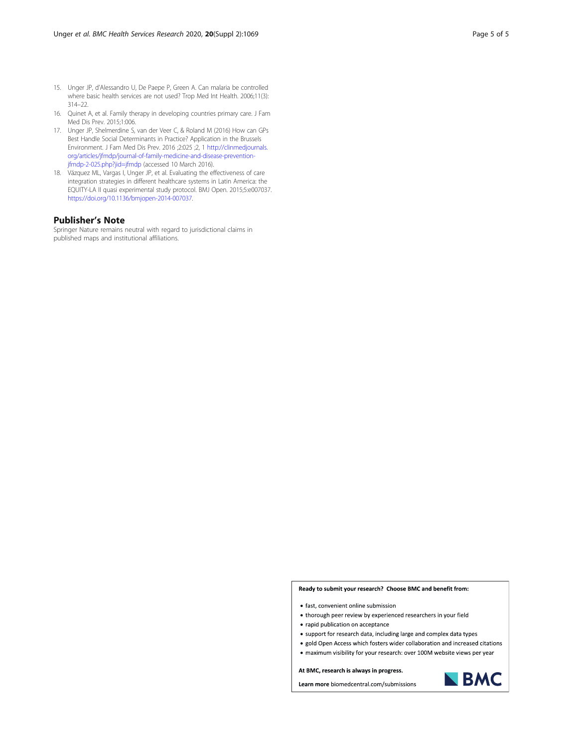15. Unger JP, d'Alessandro U, De Paepe P, Green A. Can malaria be controlled where basic health services are not used? Trop Med Int Health. 2006;11(3): 314–22.
16. Quinet A, et al. Family therapy in developing countries primary care. J Fam Med Dis Prev. 2015;1:006.
17. Unger JP, Shelmerdine S, van der Veer C, & Roland M (2016) How can GPs Best Handle Social Determinants in Practice? Application in the Brussels Environment. J Fam Med Dis Prev. 2016 ;2:025 ;2, 1 http://clinmedjournals.org/articles/jfmdp/journal-of-family-medicine-and-disease-prevention-jfmdp-2-025.php?jid=jfmdp (accessed 10 March 2016).
18. Vázquez ML, Vargas I, Unger JP, et al. Evaluating the effectiveness of care integration strategies in different healthcare systems in Latin America: the EQUITY-LA II quasi experimental study protocol. BMJ Open. 2015;5:e007037. https://doi.org/10.1136/bmjopen-2014-007037.

## Publisher's Note

Springer Nature remains neutral with regard to jurisdictional claims in published maps and institutional affiliations.

**Ready to submit your research? Choose BMC and benefit from:**

- fast, convenient online submission
- thorough peer review by experienced researchers in your field
- rapid publication on acceptance
- support for research data, including large and complex data types
- gold Open Access which fosters wider collaboration and increased citations
- maximum visibility for your research: over 100M website views per year

**At BMC, research is always in progress.**

**Learn more** biomedcentral.com/submissions

BMC